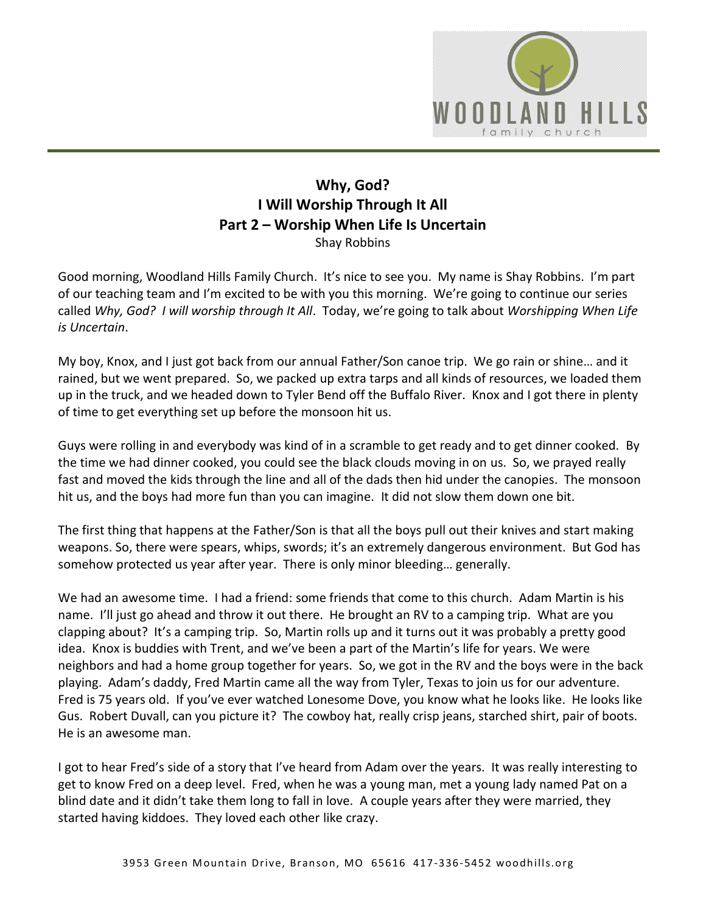# Why, God?
## I Will Worship Through It All
## Part 2 – Worship When Life Is Uncertain

Shay Robbins

Good morning, Woodland Hills Family Church. It's nice to see you. My name is Shay Robbins. I'm part of our teaching team and I'm excited to be with you this morning. We're going to continue our series called *Why, God? I will worship through It All*. Today, we're going to talk about *Worshipping When Life is Uncertain*.

My boy, Knox, and I just got back from our annual Father/Son canoe trip. We go rain or shine… and it rained, but we went prepared. So, we packed up extra tarps and all kinds of resources, we loaded them up in the truck, and we headed down to Tyler Bend off the Buffalo River. Knox and I got there in plenty of time to get everything set up before the monsoon hit us.

Guys were rolling in and everybody was kind of in a scramble to get ready and to get dinner cooked. By the time we had dinner cooked, you could see the black clouds moving in on us. So, we prayed really fast and moved the kids through the line and all of the dads then hid under the canopies. The monsoon hit us, and the boys had more fun than you can imagine. It did not slow them down one bit.

The first thing that happens at the Father/Son is that all the boys pull out their knives and start making weapons. So, there were spears, whips, swords; it's an extremely dangerous environment. But God has somehow protected us year after year. There is only minor bleeding… generally.

We had an awesome time. I had a friend: some friends that come to this church. Adam Martin is his name. I'll just go ahead and throw it out there. He brought an RV to a camping trip. What are you clapping about? It's a camping trip. So, Martin rolls up and it turns out it was probably a pretty good idea. Knox is buddies with Trent, and we've been a part of the Martin's life for years. We were neighbors and had a home group together for years. So, we got in the RV and the boys were in the back playing. Adam's daddy, Fred Martin came all the way from Tyler, Texas to join us for our adventure. Fred is 75 years old. If you've ever watched Lonesome Dove, you know what he looks like. He looks like Gus. Robert Duvall, can you picture it? The cowboy hat, really crisp jeans, starched shirt, pair of boots. He is an awesome man.

I got to hear Fred's side of a story that I've heard from Adam over the years. It was really interesting to get to know Fred on a deep level. Fred, when he was a young man, met a young lady named Pat on a blind date and it didn't take them long to fall in love. A couple years after they were married, they started having kiddoes. They loved each other like crazy.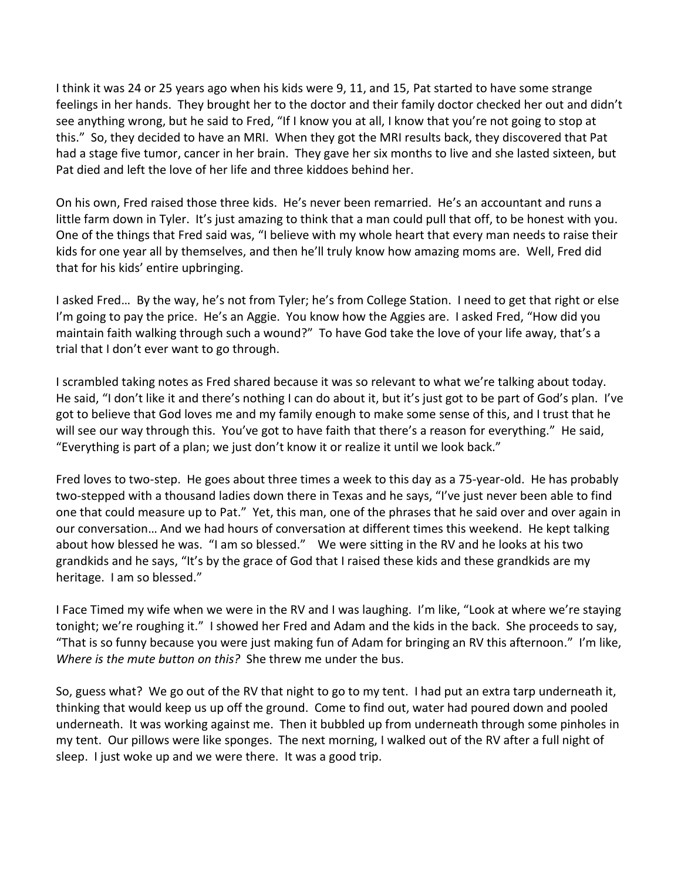I think it was 24 or 25 years ago when his kids were 9, 11, and 15, Pat started to have some strange feelings in her hands. They brought her to the doctor and their family doctor checked her out and didn't see anything wrong, but he said to Fred, "If I know you at all, I know that you're not going to stop at this." So, they decided to have an MRI. When they got the MRI results back, they discovered that Pat had a stage five tumor, cancer in her brain. They gave her six months to live and she lasted sixteen, but Pat died and left the love of her life and three kiddoes behind her.

On his own, Fred raised those three kids. He's never been remarried. He's an accountant and runs a little farm down in Tyler. It's just amazing to think that a man could pull that off, to be honest with you. One of the things that Fred said was, "I believe with my whole heart that every man needs to raise their kids for one year all by themselves, and then he'll truly know how amazing moms are. Well, Fred did that for his kids' entire upbringing.

I asked Fred… By the way, he's not from Tyler; he's from College Station. I need to get that right or else I'm going to pay the price. He's an Aggie. You know how the Aggies are. I asked Fred, "How did you maintain faith walking through such a wound?" To have God take the love of your life away, that's a trial that I don't ever want to go through.

I scrambled taking notes as Fred shared because it was so relevant to what we're talking about today. He said, "I don't like it and there's nothing I can do about it, but it's just got to be part of God's plan. I've got to believe that God loves me and my family enough to make some sense of this, and I trust that he will see our way through this. You've got to have faith that there's a reason for everything." He said, "Everything is part of a plan; we just don't know it or realize it until we look back."

Fred loves to two-step. He goes about three times a week to this day as a 75-year-old. He has probably two-stepped with a thousand ladies down there in Texas and he says, "I've just never been able to find one that could measure up to Pat." Yet, this man, one of the phrases that he said over and over again in our conversation… And we had hours of conversation at different times this weekend. He kept talking about how blessed he was. "I am so blessed." We were sitting in the RV and he looks at his two grandkids and he says, "It's by the grace of God that I raised these kids and these grandkids are my heritage. I am so blessed."

I Face Timed my wife when we were in the RV and I was laughing. I'm like, "Look at where we're staying tonight; we're roughing it." I showed her Fred and Adam and the kids in the back. She proceeds to say, "That is so funny because you were just making fun of Adam for bringing an RV this afternoon." I'm like, *Where is the mute button on this?* She threw me under the bus.

So, guess what? We go out of the RV that night to go to my tent. I had put an extra tarp underneath it, thinking that would keep us up off the ground. Come to find out, water had poured down and pooled underneath. It was working against me. Then it bubbled up from underneath through some pinholes in my tent. Our pillows were like sponges. The next morning, I walked out of the RV after a full night of sleep. I just woke up and we were there. It was a good trip.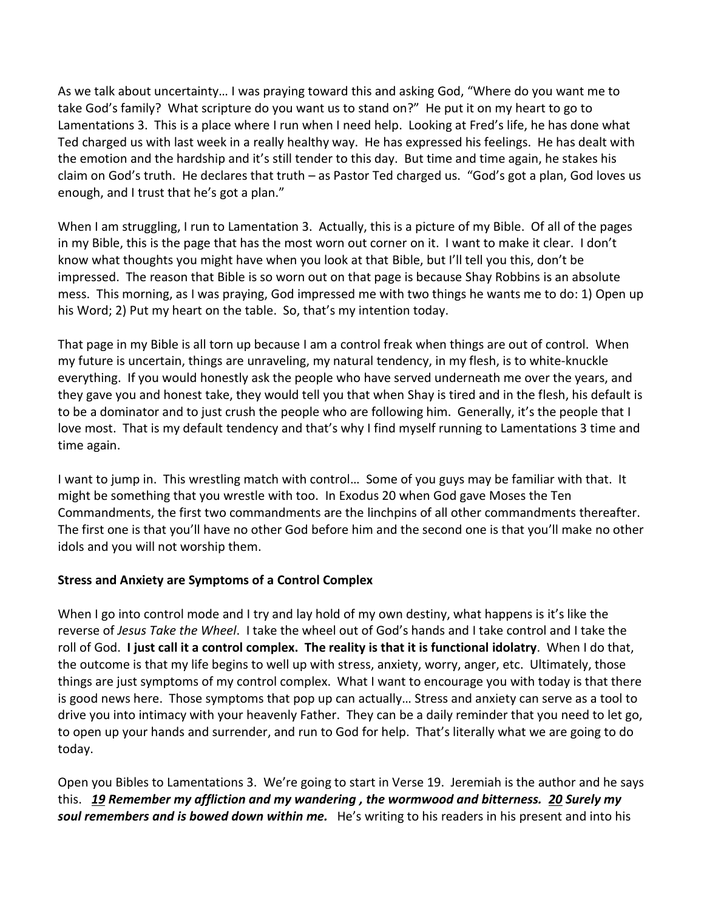As we talk about uncertainty… I was praying toward this and asking God, "Where do you want me to take God's family? What scripture do you want us to stand on?" He put it on my heart to go to Lamentations 3. This is a place where I run when I need help. Looking at Fred's life, he has done what Ted charged us with last week in a really healthy way. He has expressed his feelings. He has dealt with the emotion and the hardship and it's still tender to this day. But time and time again, he stakes his claim on God's truth. He declares that truth – as Pastor Ted charged us. "God's got a plan, God loves us enough, and I trust that he's got a plan."

When I am struggling, I run to Lamentation 3. Actually, this is a picture of my Bible. Of all of the pages in my Bible, this is the page that has the most worn out corner on it. I want to make it clear. I don't know what thoughts you might have when you look at that Bible, but I'll tell you this, don't be impressed. The reason that Bible is so worn out on that page is because Shay Robbins is an absolute mess. This morning, as I was praying, God impressed me with two things he wants me to do: 1) Open up his Word; 2) Put my heart on the table. So, that's my intention today.

That page in my Bible is all torn up because I am a control freak when things are out of control. When my future is uncertain, things are unraveling, my natural tendency, in my flesh, is to white-knuckle everything. If you would honestly ask the people who have served underneath me over the years, and they gave you and honest take, they would tell you that when Shay is tired and in the flesh, his default is to be a dominator and to just crush the people who are following him. Generally, it's the people that I love most. That is my default tendency and that's why I find myself running to Lamentations 3 time and time again.

I want to jump in. This wrestling match with control… Some of you guys may be familiar with that. It might be something that you wrestle with too. In Exodus 20 when God gave Moses the Ten Commandments, the first two commandments are the linchpins of all other commandments thereafter. The first one is that you'll have no other God before him and the second one is that you'll make no other idols and you will not worship them.

**Stress and Anxiety are Symptoms of a Control Complex**

When I go into control mode and I try and lay hold of my own destiny, what happens is it's like the reverse of *Jesus Take the Wheel*. I take the wheel out of God's hands and I take control and I take the roll of God. **I just call it a control complex. The reality is that it is functional idolatry**. When I do that, the outcome is that my life begins to well up with stress, anxiety, worry, anger, etc. Ultimately, those things are just symptoms of my control complex. What I want to encourage you with today is that there is good news here. Those symptoms that pop up can actually… Stress and anxiety can serve as a tool to drive you into intimacy with your heavenly Father. They can be a daily reminder that you need to let go, to open up your hands and surrender, and run to God for help. That's literally what we are going to do today.

Open you Bibles to Lamentations 3. We're going to start in Verse 19. Jeremiah is the author and he says this. ***19 Remember my affliction and my wandering , the wormwood and bitterness. 20 Surely my soul remembers and is bowed down within me.*** He's writing to his readers in his present and into his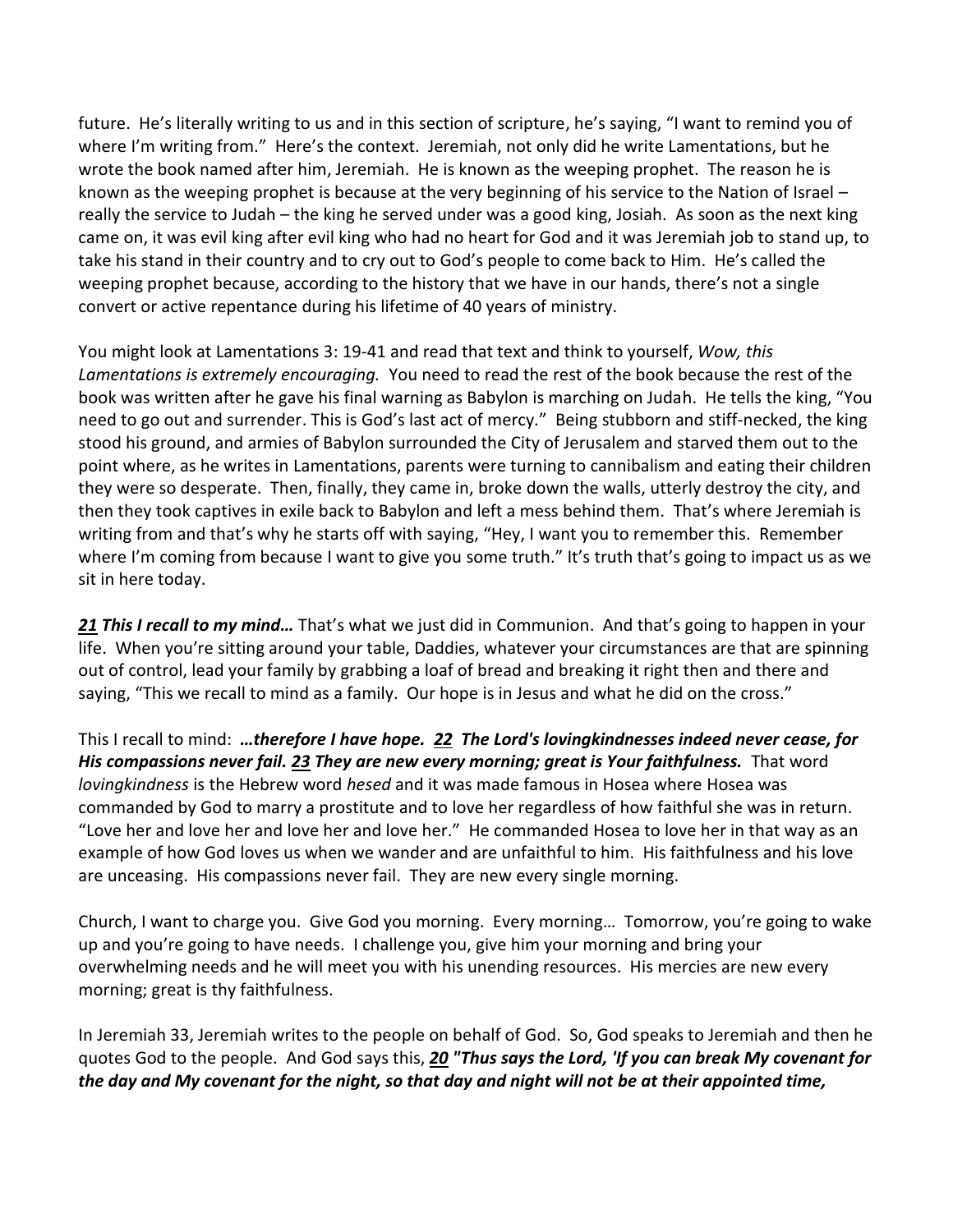future. He's literally writing to us and in this section of scripture, he's saying, "I want to remind you of where I'm writing from." Here's the context. Jeremiah, not only did he write Lamentations, but he wrote the book named after him, Jeremiah. He is known as the weeping prophet. The reason he is known as the weeping prophet is because at the very beginning of his service to the Nation of Israel – really the service to Judah – the king he served under was a good king, Josiah. As soon as the next king came on, it was evil king after evil king who had no heart for God and it was Jeremiah job to stand up, to take his stand in their country and to cry out to God's people to come back to Him. He's called the weeping prophet because, according to the history that we have in our hands, there's not a single convert or active repentance during his lifetime of 40 years of ministry.

You might look at Lamentations 3: 19-41 and read that text and think to yourself, *Wow, this Lamentations is extremely encouraging.* You need to read the rest of the book because the rest of the book was written after he gave his final warning as Babylon is marching on Judah. He tells the king, "You need to go out and surrender. This is God's last act of mercy." Being stubborn and stiff-necked, the king stood his ground, and armies of Babylon surrounded the City of Jerusalem and starved them out to the point where, as he writes in Lamentations, parents were turning to cannibalism and eating their children they were so desperate. Then, finally, they came in, broke down the walls, utterly destroy the city, and then they took captives in exile back to Babylon and left a mess behind them. That's where Jeremiah is writing from and that's why he starts off with saying, "Hey, I want you to remember this. Remember where I'm coming from because I want to give you some truth." It's truth that's going to impact us as we sit in here today.

***21 This I recall to my mind…*** That's what we just did in Communion. And that's going to happen in your life. When you're sitting around your table, Daddies, whatever your circumstances are that are spinning out of control, lead your family by grabbing a loaf of bread and breaking it right then and there and saying, "This we recall to mind as a family. Our hope is in Jesus and what he did on the cross."

This I recall to mind: ***…therefore I have hope. 22 The Lord's lovingkindnesses indeed never cease, for His compassions never fail. 23 They are new every morning; great is Your faithfulness.*** That word *lovingkindness* is the Hebrew word *hesed* and it was made famous in Hosea where Hosea was commanded by God to marry a prostitute and to love her regardless of how faithful she was in return. "Love her and love her and love her and love her." He commanded Hosea to love her in that way as an example of how God loves us when we wander and are unfaithful to him. His faithfulness and his love are unceasing. His compassions never fail. They are new every single morning.

Church, I want to charge you. Give God you morning. Every morning… Tomorrow, you're going to wake up and you're going to have needs. I challenge you, give him your morning and bring your overwhelming needs and he will meet you with his unending resources. His mercies are new every morning; great is thy faithfulness.

In Jeremiah 33, Jeremiah writes to the people on behalf of God. So, God speaks to Jeremiah and then he quotes God to the people. And God says this, ***20 "Thus says the Lord, 'If you can break My covenant for the day and My covenant for the night, so that day and night will not be at their appointed time,***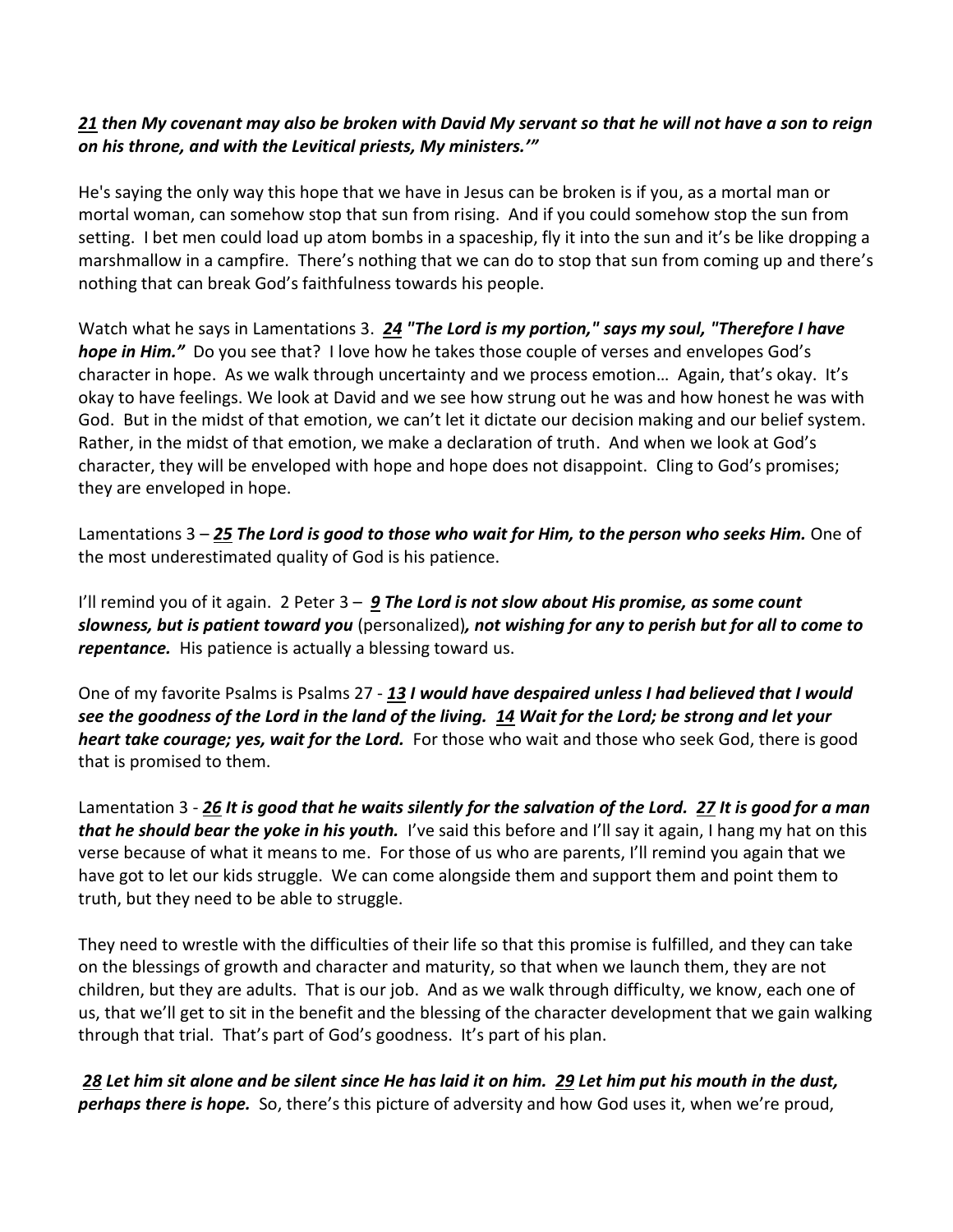***21 then My covenant may also be broken with David My servant so that he will not have a son to reign on his throne, and with the Levitical priests, My ministers.'"***

He's saying the only way this hope that we have in Jesus can be broken is if you, as a mortal man or mortal woman, can somehow stop that sun from rising. And if you could somehow stop the sun from setting. I bet men could load up atom bombs in a spaceship, fly it into the sun and it's be like dropping a marshmallow in a campfire. There's nothing that we can do to stop that sun from coming up and there's nothing that can break God's faithfulness towards his people.

Watch what he says in Lamentations 3. ***24 "The Lord is my portion," says my soul, "Therefore I have hope in Him."*** Do you see that? I love how he takes those couple of verses and envelopes God's character in hope. As we walk through uncertainty and we process emotion… Again, that's okay. It's okay to have feelings. We look at David and we see how strung out he was and how honest he was with God. But in the midst of that emotion, we can't let it dictate our decision making and our belief system. Rather, in the midst of that emotion, we make a declaration of truth. And when we look at God's character, they will be enveloped with hope and hope does not disappoint. Cling to God's promises; they are enveloped in hope.

Lamentations 3 – ***25 The Lord is good to those who wait for Him, to the person who seeks Him.*** One of the most underestimated quality of God is his patience.

I'll remind you of it again. 2 Peter 3 – ***9 The Lord is not slow about His promise, as some count slowness, but is patient toward you*** (personalized)***, not wishing for any to perish but for all to come to repentance.*** His patience is actually a blessing toward us.

One of my favorite Psalms is Psalms 27 - ***13 I would have despaired unless I had believed that I would see the goodness of the Lord in the land of the living. 14 Wait for the Lord; be strong and let your heart take courage; yes, wait for the Lord.*** For those who wait and those who seek God, there is good that is promised to them.

Lamentation 3 - ***26 It is good that he waits silently for the salvation of the Lord. 27 It is good for a man that he should bear the yoke in his youth.*** I've said this before and I'll say it again, I hang my hat on this verse because of what it means to me. For those of us who are parents, I'll remind you again that we have got to let our kids struggle. We can come alongside them and support them and point them to truth, but they need to be able to struggle.

They need to wrestle with the difficulties of their life so that this promise is fulfilled, and they can take on the blessings of growth and character and maturity, so that when we launch them, they are not children, but they are adults. That is our job. And as we walk through difficulty, we know, each one of us, that we'll get to sit in the benefit and the blessing of the character development that we gain walking through that trial. That's part of God's goodness. It's part of his plan.

***28 Let him sit alone and be silent since He has laid it on him. 29 Let him put his mouth in the dust, perhaps there is hope.*** So, there's this picture of adversity and how God uses it, when we're proud,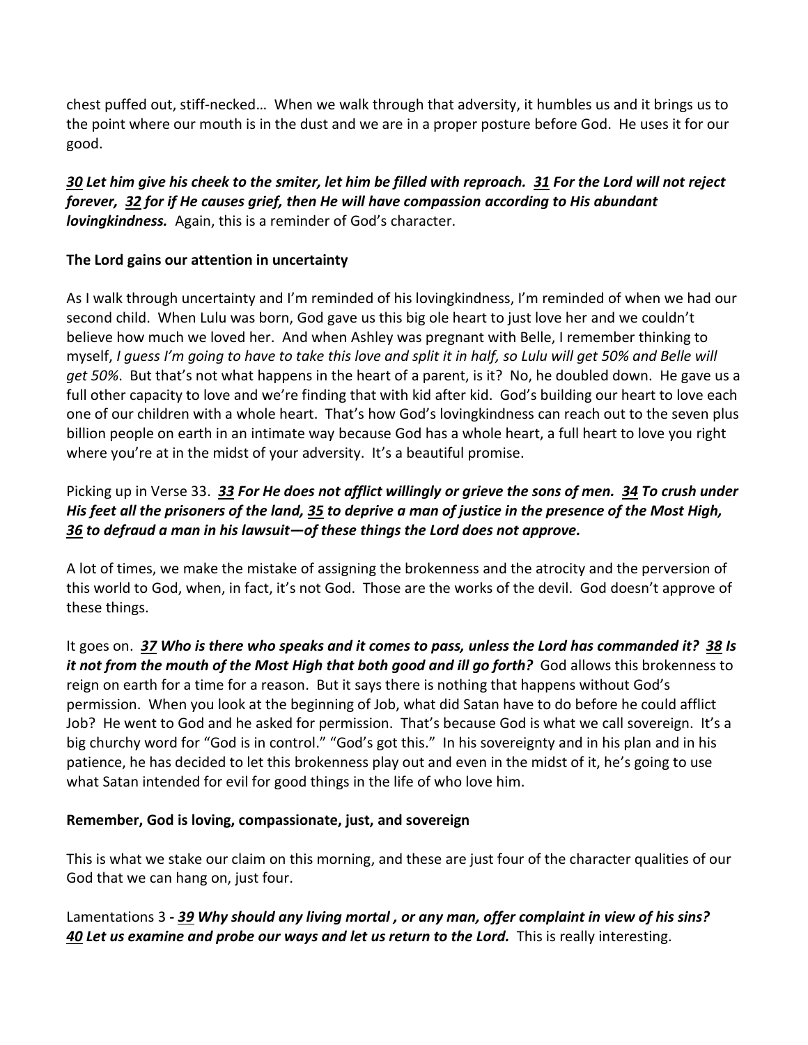chest puffed out, stiff-necked… When we walk through that adversity, it humbles us and it brings us to the point where our mouth is in the dust and we are in a proper posture before God. He uses it for our good.

***30 Let him give his cheek to the smiter, let him be filled with reproach. 31 For the Lord will not reject forever, 32 for if He causes grief, then He will have compassion according to His abundant lovingkindness.*** Again, this is a reminder of God's character.

**The Lord gains our attention in uncertainty**

As I walk through uncertainty and I'm reminded of his lovingkindness, I'm reminded of when we had our second child. When Lulu was born, God gave us this big ole heart to just love her and we couldn't believe how much we loved her. And when Ashley was pregnant with Belle, I remember thinking to myself, *I guess I'm going to have to take this love and split it in half, so Lulu will get 50% and Belle will get 50%*. But that's not what happens in the heart of a parent, is it? No, he doubled down. He gave us a full other capacity to love and we're finding that with kid after kid. God's building our heart to love each one of our children with a whole heart. That's how God's lovingkindness can reach out to the seven plus billion people on earth in an intimate way because God has a whole heart, a full heart to love you right where you're at in the midst of your adversity. It's a beautiful promise.

Picking up in Verse 33. ***33 For He does not afflict willingly or grieve the sons of men. 34 To crush under His feet all the prisoners of the land, 35 to deprive a man of justice in the presence of the Most High, 36 to defraud a man in his lawsuit—of these things the Lord does not approve.***

A lot of times, we make the mistake of assigning the brokenness and the atrocity and the perversion of this world to God, when, in fact, it's not God. Those are the works of the devil. God doesn't approve of these things.

It goes on. ***37 Who is there who speaks and it comes to pass, unless the Lord has commanded it? 38 Is it not from the mouth of the Most High that both good and ill go forth?*** God allows this brokenness to reign on earth for a time for a reason. But it says there is nothing that happens without God's permission. When you look at the beginning of Job, what did Satan have to do before he could afflict Job? He went to God and he asked for permission. That's because God is what we call sovereign. It's a big churchy word for "God is in control." "God's got this." In his sovereignty and in his plan and in his patience, he has decided to let this brokenness play out and even in the midst of it, he's going to use what Satan intended for evil for good things in the life of who love him.

**Remember, God is loving, compassionate, just, and sovereign**

This is what we stake our claim on this morning, and these are just four of the character qualities of our God that we can hang on, just four.

Lamentations 3 ***- 39 Why should any living mortal , or any man, offer complaint in view of his sins? 40 Let us examine and probe our ways and let us return to the Lord.*** This is really interesting.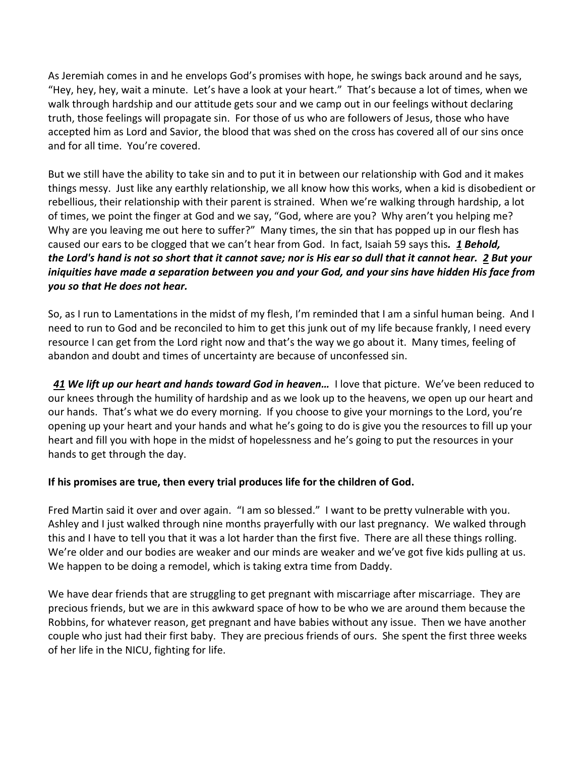As Jeremiah comes in and he envelops God's promises with hope, he swings back around and he says, "Hey, hey, hey, wait a minute. Let's have a look at your heart." That's because a lot of times, when we walk through hardship and our attitude gets sour and we camp out in our feelings without declaring truth, those feelings will propagate sin. For those of us who are followers of Jesus, those who have accepted him as Lord and Savior, the blood that was shed on the cross has covered all of our sins once and for all time. You're covered.

But we still have the ability to take sin and to put it in between our relationship with God and it makes things messy. Just like any earthly relationship, we all know how this works, when a kid is disobedient or rebellious, their relationship with their parent is strained. When we're walking through hardship, a lot of times, we point the finger at God and we say, "God, where are you? Why aren't you helping me? Why are you leaving me out here to suffer?" Many times, the sin that has popped up in our flesh has caused our ears to be clogged that we can't hear from God. In fact, Isaiah 59 says this***. <u>1</u> Behold, the Lord's hand is not so short that it cannot save; nor is His ear so dull that it cannot hear. <u>2</u> But your iniquities have made a separation between you and your God, and your sins have hidden His face from you so that He does not hear.***

So, as I run to Lamentations in the midst of my flesh, I'm reminded that I am a sinful human being. And I need to run to God and be reconciled to him to get this junk out of my life because frankly, I need every resource I can get from the Lord right now and that's the way we go about it. Many times, feeling of abandon and doubt and times of uncertainty are because of unconfessed sin.

***<u>41</u> We lift up our heart and hands toward God in heaven…*** I love that picture. We've been reduced to our knees through the humility of hardship and as we look up to the heavens, we open up our heart and our hands. That's what we do every morning. If you choose to give your mornings to the Lord, you're opening up your heart and your hands and what he's going to do is give you the resources to fill up your heart and fill you with hope in the midst of hopelessness and he's going to put the resources in your hands to get through the day.

**If his promises are true, then every trial produces life for the children of God.**

Fred Martin said it over and over again. "I am so blessed." I want to be pretty vulnerable with you. Ashley and I just walked through nine months prayerfully with our last pregnancy. We walked through this and I have to tell you that it was a lot harder than the first five. There are all these things rolling. We're older and our bodies are weaker and our minds are weaker and we've got five kids pulling at us. We happen to be doing a remodel, which is taking extra time from Daddy.

We have dear friends that are struggling to get pregnant with miscarriage after miscarriage. They are precious friends, but we are in this awkward space of how to be who we are around them because the Robbins, for whatever reason, get pregnant and have babies without any issue. Then we have another couple who just had their first baby. They are precious friends of ours. She spent the first three weeks of her life in the NICU, fighting for life.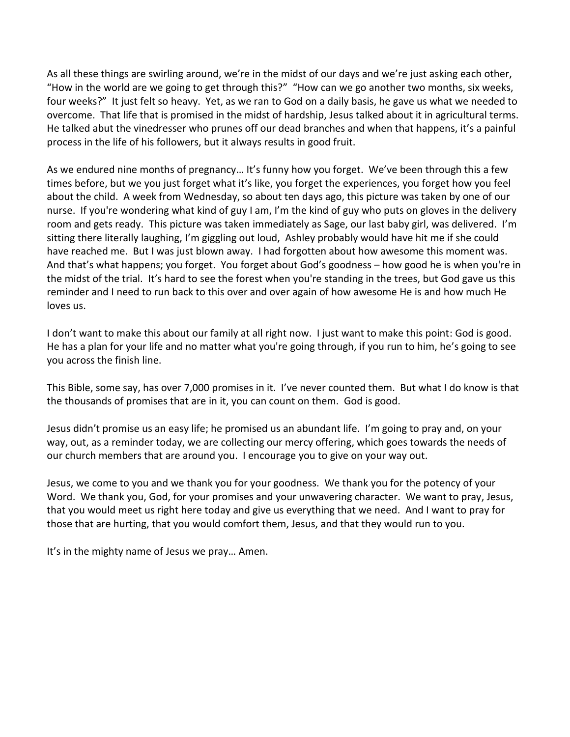As all these things are swirling around, we're in the midst of our days and we're just asking each other, "How in the world are we going to get through this?" "How can we go another two months, six weeks, four weeks?" It just felt so heavy. Yet, as we ran to God on a daily basis, he gave us what we needed to overcome. That life that is promised in the midst of hardship, Jesus talked about it in agricultural terms. He talked abut the vinedresser who prunes off our dead branches and when that happens, it's a painful process in the life of his followers, but it always results in good fruit.

As we endured nine months of pregnancy… It's funny how you forget. We've been through this a few times before, but we you just forget what it's like, you forget the experiences, you forget how you feel about the child. A week from Wednesday, so about ten days ago, this picture was taken by one of our nurse. If you're wondering what kind of guy I am, I'm the kind of guy who puts on gloves in the delivery room and gets ready. This picture was taken immediately as Sage, our last baby girl, was delivered. I'm sitting there literally laughing, I'm giggling out loud, Ashley probably would have hit me if she could have reached me. But I was just blown away. I had forgotten about how awesome this moment was. And that's what happens; you forget. You forget about God's goodness – how good he is when you're in the midst of the trial. It's hard to see the forest when you're standing in the trees, but God gave us this reminder and I need to run back to this over and over again of how awesome He is and how much He loves us.

I don't want to make this about our family at all right now. I just want to make this point: God is good. He has a plan for your life and no matter what you're going through, if you run to him, he's going to see you across the finish line.

This Bible, some say, has over 7,000 promises in it. I've never counted them. But what I do know is that the thousands of promises that are in it, you can count on them. God is good.

Jesus didn't promise us an easy life; he promised us an abundant life. I'm going to pray and, on your way, out, as a reminder today, we are collecting our mercy offering, which goes towards the needs of our church members that are around you. I encourage you to give on your way out.

Jesus, we come to you and we thank you for your goodness. We thank you for the potency of your Word. We thank you, God, for your promises and your unwavering character. We want to pray, Jesus, that you would meet us right here today and give us everything that we need. And I want to pray for those that are hurting, that you would comfort them, Jesus, and that they would run to you.

It's in the mighty name of Jesus we pray… Amen.